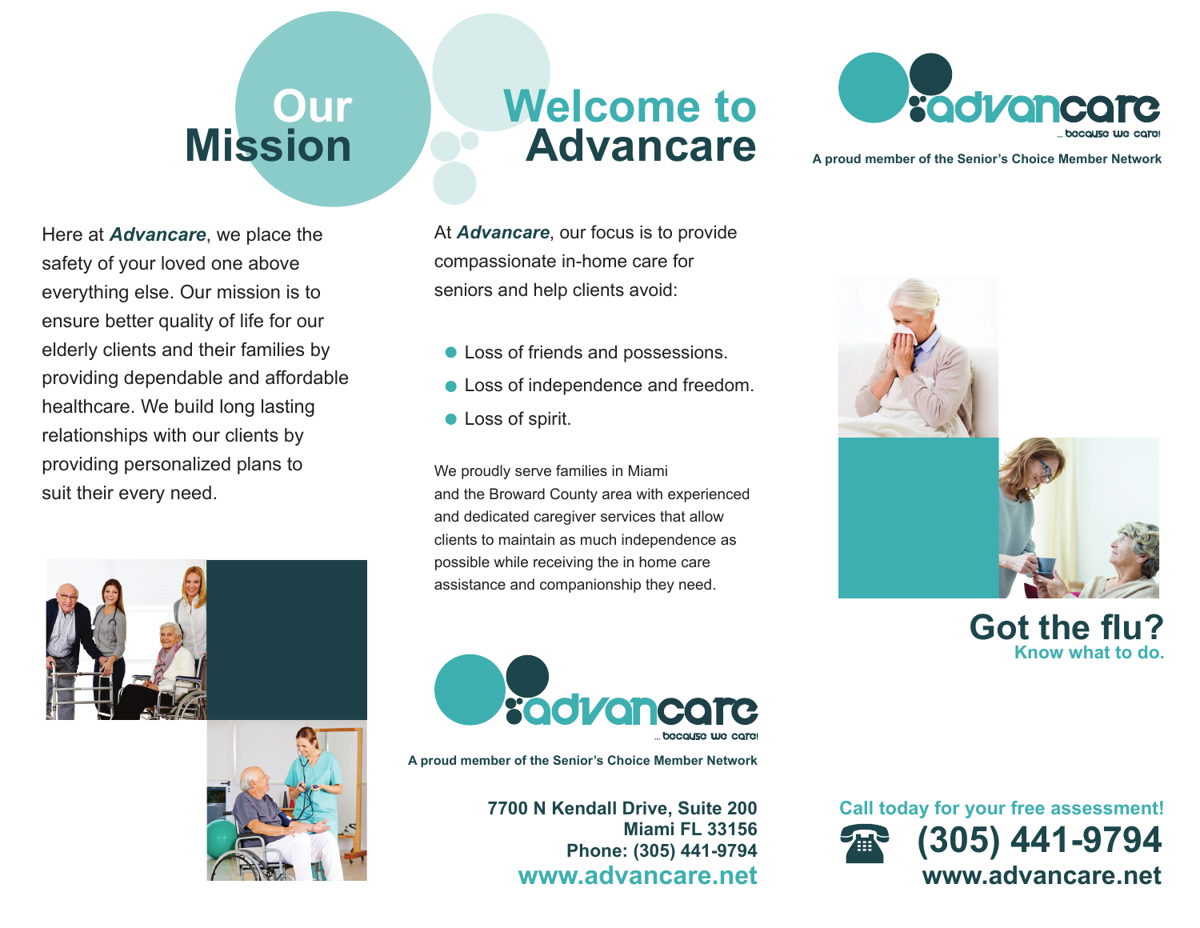# Our Mission

Here at ***Advancare***, we place the safety of your loved one above everything else. Our mission is to ensure better quality of life for our elderly clients and their families by providing dependable and affordable healthcare. We build long lasting relationships with our clients by providing personalized plans to suit their every need.

# Welcome to Advancare

At ***Advancare***, our focus is to provide compassionate in-home care for seniors and help clients avoid:

- Loss of friends and possessions.
- Loss of independence and freedom.
- Loss of spirit.

We proudly serve families in Miami and the Broward County area with experienced and dedicated caregiver services that allow clients to maintain as much independence as possible while receiving the in home care assistance and companionship they need.

advancare
... because we care!

**A proud member of the Senior's Choice Member Network**

**7700 N Kendall Drive, Suite 200**
**Miami FL 33156**
**Phone: (305) 441-9794**
**www.advancare.net**

advancare
... because we care!

**A proud member of the Senior's Choice Member Network**

# Got the flu?

## Know what to do.

**Call today for your free assessment!**

**(305) 441-9794**

**www.advancare.net**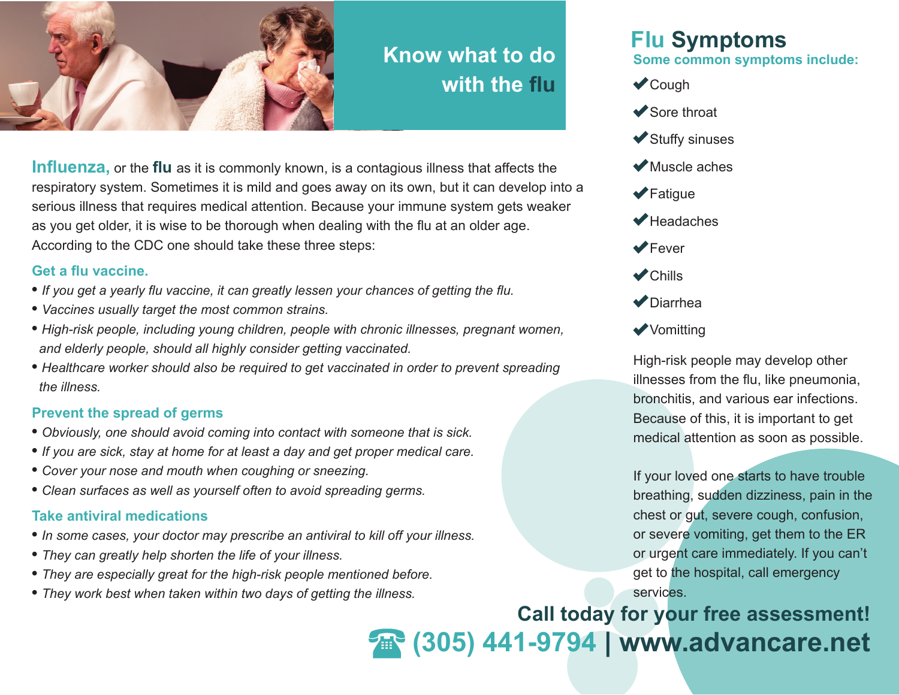# Know what to do with the flu

**Influenza,** or the **flu** as it is commonly known, is a contagious illness that affects the respiratory system. Sometimes it is mild and goes away on its own, but it can develop into a serious illness that requires medical attention. Because your immune system gets weaker as you get older, it is wise to be thorough when dealing with the flu at an older age. According to the CDC one should take these three steps:

### Get a flu vaccine.

- *If you get a yearly flu vaccine, it can greatly lessen your chances of getting the flu.*
- *Vaccines usually target the most common strains.*
- *High-risk people, including young children, people with chronic illnesses, pregnant women, and elderly people, should all highly consider getting vaccinated.*
- *Healthcare worker should also be required to get vaccinated in order to prevent spreading the illness.*

### Prevent the spread of germs

- *Obviously, one should avoid coming into contact with someone that is sick.*
- *If you are sick, stay at home for at least a day and get proper medical care.*
- *Cover your nose and mouth when coughing or sneezing.*
- *Clean surfaces as well as yourself often to avoid spreading germs.*

### Take antiviral medications

- *In some cases, your doctor may prescribe an antiviral to kill off your illness.*
- *They can greatly help shorten the life of your illness.*
- *They are especially great for the high-risk people mentioned before.*
- *They work best when taken within two days of getting the illness.*

## Flu Symptoms

**Some common symptoms include:**

- ✔Cough
- ✔Sore throat
- ✔Stuffy sinuses
- ✔Muscle aches
- ✔Fatigue
- ✔Headaches
- ✔Fever
- ✔Chills
- ✔Diarrhea
- ✔Vomitting

High-risk people may develop other illnesses from the flu, like pneumonia, bronchitis, and various ear infections. Because of this, it is important to get medical attention as soon as possible.

If your loved one starts to have trouble breathing, sudden dizziness, pain in the chest or gut, severe cough, confusion, or severe vomiting, get them to the ER or urgent care immediately. If you can't get to the hospital, call emergency services.

**Call today for your free assessment!**

**☎ (305) 441-9794 | www.advancare.net**